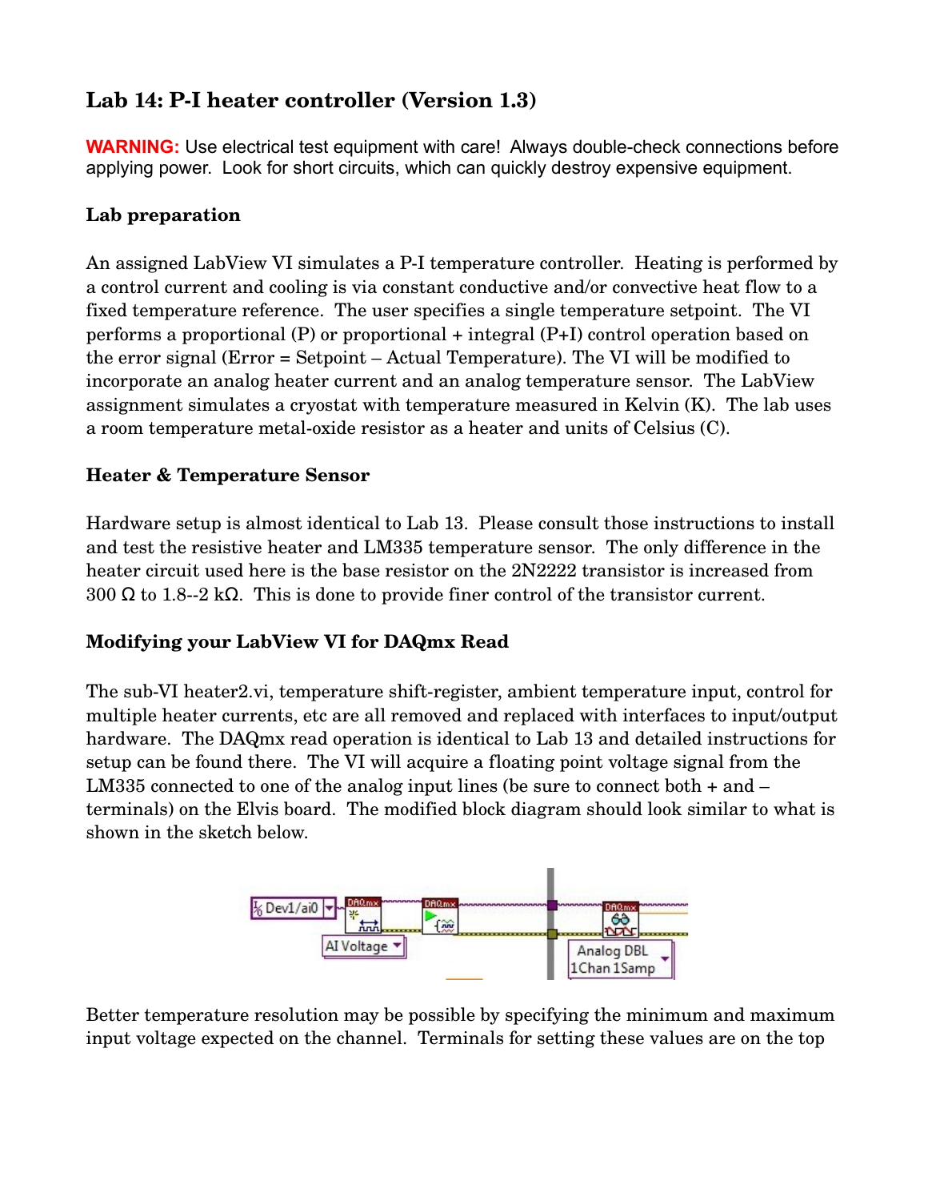# Lab 14: P-I heater controller (Version 1.3)

**WARNING:** Use electrical test equipment with care! Always double-check connections before applying power. Look for short circuits, which can quickly destroy expensive equipment.

## Lab preparation

An assigned LabView VI simulates a P-I temperature controller. Heating is performed by a control current and cooling is via constant conductive and/or convective heat flow to a fixed temperature reference. The user specifies a single temperature setpoint. The VI performs a proportional (P) or proportional + integral (P+I) control operation based on the error signal (Error = Setpoint – Actual Temperature). The VI will be modified to incorporate an analog heater current and an analog temperature sensor. The LabView assignment simulates a cryostat with temperature measured in Kelvin (K). The lab uses a room temperature metal-oxide resistor as a heater and units of Celsius (C).

## Heater & Temperature Sensor

Hardware setup is almost identical to Lab 13. Please consult those instructions to install and test the resistive heater and LM335 temperature sensor. The only difference in the heater circuit used here is the base resistor on the 2N2222 transistor is increased from 300 Ω to 1.8--2 kΩ. This is done to provide finer control of the transistor current.

## Modifying your LabView VI for DAQmx Read

The sub-VI heater2.vi, temperature shift-register, ambient temperature input, control for multiple heater currents, etc are all removed and replaced with interfaces to input/output hardware. The DAQmx read operation is identical to Lab 13 and detailed instructions for setup can be found there. The VI will acquire a floating point voltage signal from the LM335 connected to one of the analog input lines (be sure to connect both + and – terminals) on the Elvis board. The modified block diagram should look similar to what is shown in the sketch below.

Better temperature resolution may be possible by specifying the minimum and maximum input voltage expected on the channel. Terminals for setting these values are on the top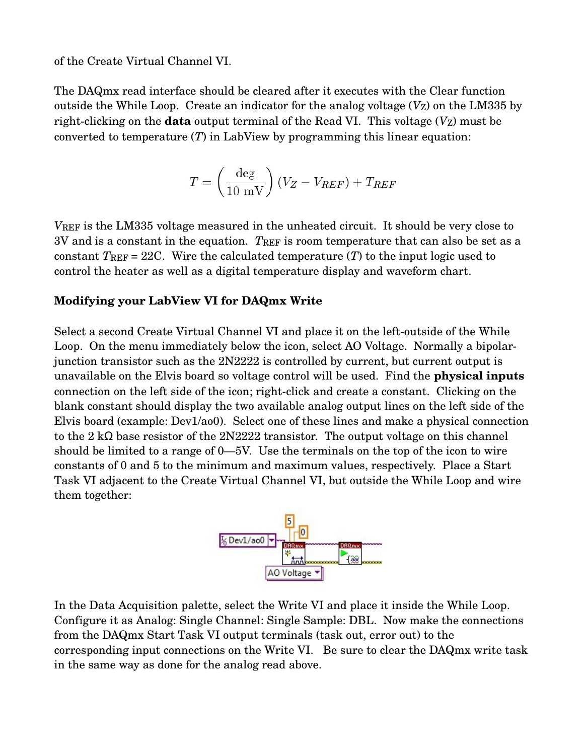of the Create Virtual Channel VI.

The DAQmx read interface should be cleared after it executes with the Clear function outside the While Loop. Create an indicator for the analog voltage ($V_Z$) on the LM335 by right-clicking on the **data** output terminal of the Read VI. This voltage ($V_Z$) must be converted to temperature ($T$) in LabView by programming this linear equation:

$$T = \left(\frac{\text{deg}}{10\ \text{mV}}\right)(V_Z - V_{REF}) + T_{REF}$$

$V_{REF}$ is the LM335 voltage measured in the unheated circuit. It should be very close to 3V and is a constant in the equation. $T_{REF}$ is room temperature that can also be set as a constant $T_{REF}$ = 22C. Wire the calculated temperature ($T$) to the input logic used to control the heater as well as a digital temperature display and waveform chart.

**Modifying your LabView VI for DAQmx Write**

Select a second Create Virtual Channel VI and place it on the left-outside of the While Loop. On the menu immediately below the icon, select AO Voltage. Normally a bipolar-junction transistor such as the 2N2222 is controlled by current, but current output is unavailable on the Elvis board so voltage control will be used. Find the **physical inputs** connection on the left side of the icon; right-click and create a constant. Clicking on the blank constant should display the two available analog output lines on the left side of the Elvis board (example: Dev1/ao0). Select one of these lines and make a physical connection to the 2 kΩ base resistor of the 2N2222 transistor. The output voltage on this channel should be limited to a range of 0—5V. Use the terminals on the top of the icon to wire constants of 0 and 5 to the minimum and maximum values, respectively. Place a Start Task VI adjacent to the Create Virtual Channel VI, but outside the While Loop and wire them together:

In the Data Acquisition palette, select the Write VI and place it inside the While Loop. Configure it as Analog: Single Channel: Single Sample: DBL. Now make the connections from the DAQmx Start Task VI output terminals (task out, error out) to the corresponding input connections on the Write VI. Be sure to clear the DAQmx write task in the same way as done for the analog read above.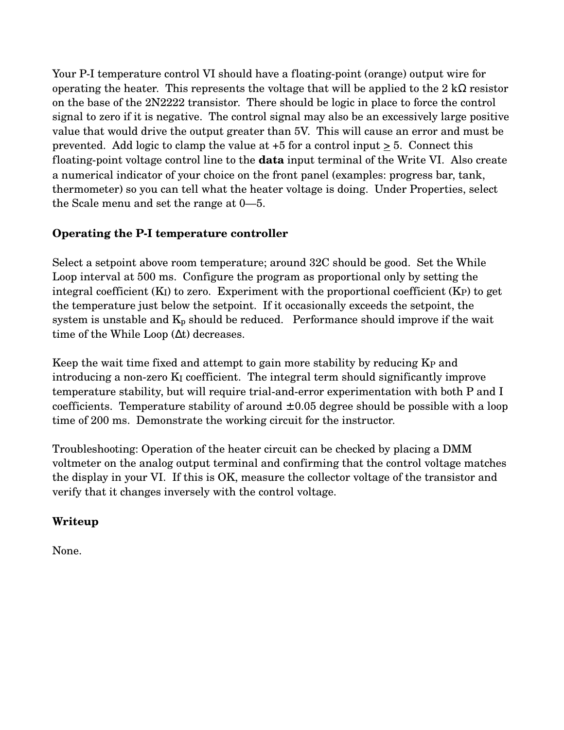Your P-I temperature control VI should have a floating-point (orange) output wire for operating the heater. This represents the voltage that will be applied to the 2 kΩ resistor on the base of the 2N2222 transistor. There should be logic in place to force the control signal to zero if it is negative. The control signal may also be an excessively large positive value that would drive the output greater than 5V. This will cause an error and must be prevented. Add logic to clamp the value at +5 for a control input $\geq$ 5. Connect this floating-point voltage control line to the **data** input terminal of the Write VI. Also create a numerical indicator of your choice on the front panel (examples: progress bar, tank, thermometer) so you can tell what the heater voltage is doing. Under Properties, select the Scale menu and set the range at 0—5.

**Operating the P-I temperature controller**

Select a setpoint above room temperature; around 32C should be good. Set the While Loop interval at 500 ms. Configure the program as proportional only by setting the integral coefficient ($K_I$) to zero. Experiment with the proportional coefficient ($K_P$) to get the temperature just below the setpoint. If it occasionally exceeds the setpoint, the system is unstable and $K_p$ should be reduced. Performance should improve if the wait time of the While Loop ($\Delta t$) decreases.

Keep the wait time fixed and attempt to gain more stability by reducing $K_P$ and introducing a non-zero $K_I$ coefficient. The integral term should significantly improve temperature stability, but will require trial-and-error experimentation with both P and I coefficients. Temperature stability of around $\pm 0.05$ degree should be possible with a loop time of 200 ms. Demonstrate the working circuit for the instructor.

Troubleshooting: Operation of the heater circuit can be checked by placing a DMM voltmeter on the analog output terminal and confirming that the control voltage matches the display in your VI. If this is OK, measure the collector voltage of the transistor and verify that it changes inversely with the control voltage.

**Writeup**

None.